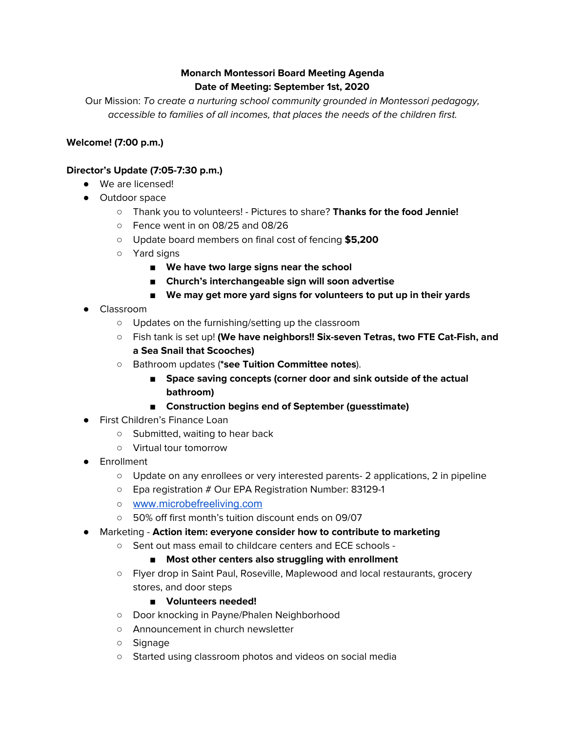**Monarch Montessori Board Meeting Agenda**
**Date of Meeting: September 1st, 2020**

Our Mission: *To create a nurturing school community grounded in Montessori pedagogy, accessible to families of all incomes, that places the needs of the children first.*

**Welcome! (7:00 p.m.)**

**Director's Update (7:05-7:30 p.m.)**

- We are licensed!
- Outdoor space
  - Thank you to volunteers! - Pictures to share? **Thanks for the food Jennie!**
  - Fence went in on 08/25 and 08/26
  - Update board members on final cost of fencing **$5,200**
  - Yard signs
    - **We have two large signs near the school**
    - **Church's interchangeable sign will soon advertise**
    - **We may get more yard signs for volunteers to put up in their yards**
- Classroom
  - Updates on the furnishing/setting up the classroom
  - Fish tank is set up! **(We have neighbors!! Six-seven Tetras, two FTE Cat-Fish, and a Sea Snail that Scooches)**
  - Bathroom updates (***see Tuition Committee notes**).
    - **Space saving concepts (corner door and sink outside of the actual bathroom)**
    - **Construction begins end of September (guesstimate)**
- First Children's Finance Loan
  - Submitted, waiting to hear back
  - Virtual tour tomorrow
- Enrollment
  - Update on any enrollees or very interested parents- 2 applications, 2 in pipeline
  - Epa registration # Our EPA Registration Number: 83129-1
  - [www.microbefreeliving.com](http://www.microbefreeliving.com)
  - 50% off first month's tuition discount ends on 09/07
- Marketing - **Action item: everyone consider how to contribute to marketing**
  - Sent out mass email to childcare centers and ECE schools -
    - **Most other centers also struggling with enrollment**
  - Flyer drop in Saint Paul, Roseville, Maplewood and local restaurants, grocery stores, and door steps
    - **Volunteers needed!**
  - Door knocking in Payne/Phalen Neighborhood
  - Announcement in church newsletter
  - Signage
  - Started using classroom photos and videos on social media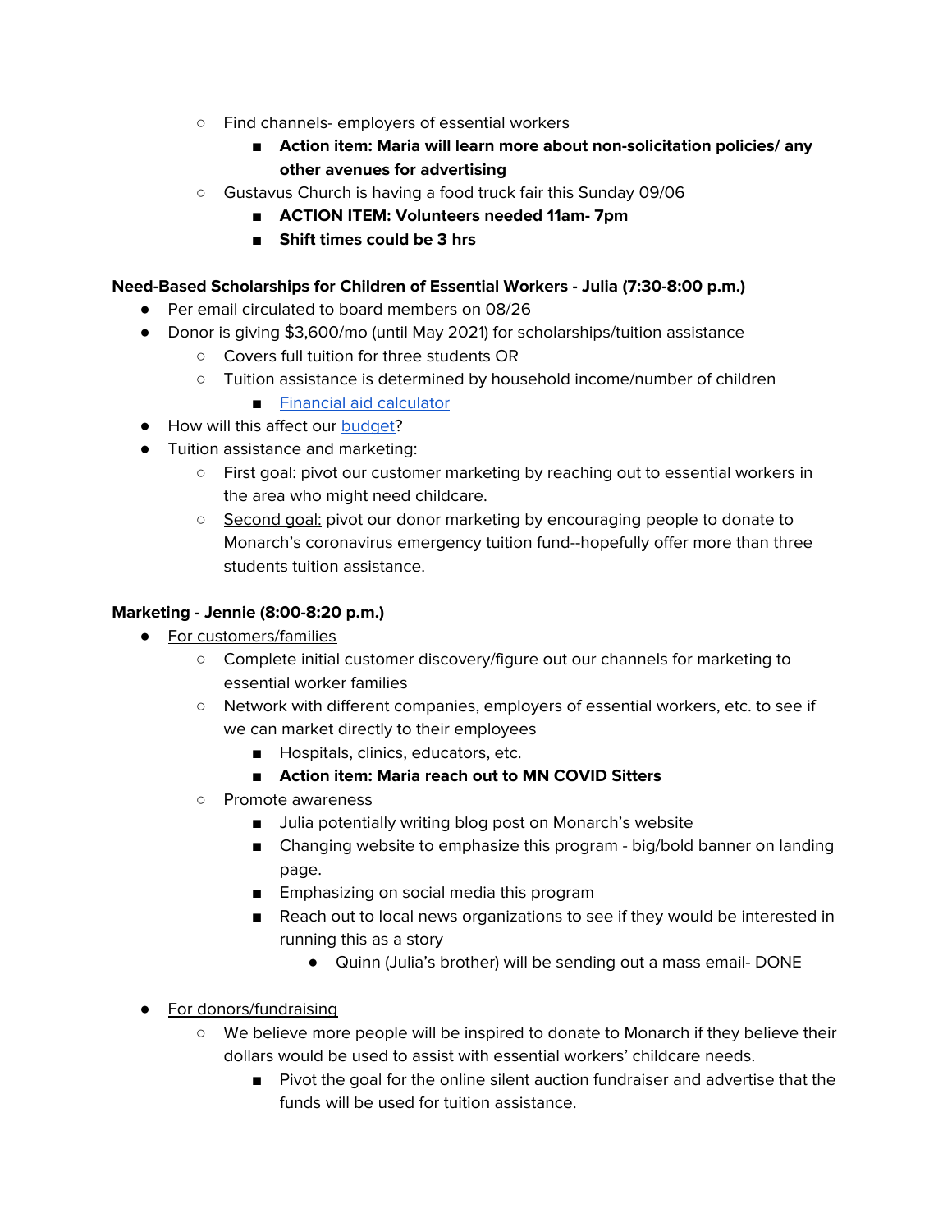- Find channels- employers of essential workers
    - **Action item: Maria will learn more about non-solicitation policies/ any other avenues for advertising**
  - Gustavus Church is having a food truck fair this Sunday 09/06
    - **ACTION ITEM: Volunteers needed 11am- 7pm**
    - **Shift times could be 3 hrs**

**Need-Based Scholarships for Children of Essential Workers - Julia (7:30-8:00 p.m.)**

- Per email circulated to board members on 08/26
- Donor is giving $3,600/mo (until May 2021) for scholarships/tuition assistance
  - Covers full tuition for three students OR
  - Tuition assistance is determined by household income/number of children
    - [Financial aid calculator]()
- How will this affect our [budget]()?
- Tuition assistance and marketing:
  - <u>First goal:</u> pivot our customer marketing by reaching out to essential workers in the area who might need childcare.
  - <u>Second goal:</u> pivot our donor marketing by encouraging people to donate to Monarch's coronavirus emergency tuition fund--hopefully offer more than three students tuition assistance.

**Marketing - Jennie (8:00-8:20 p.m.)**

- <u>For customers/families</u>
  - Complete initial customer discovery/figure out our channels for marketing to essential worker families
  - Network with different companies, employers of essential workers, etc. to see if we can market directly to their employees
    - Hospitals, clinics, educators, etc.
    - **Action item: Maria reach out to MN COVID Sitters**
  - Promote awareness
    - Julia potentially writing blog post on Monarch's website
    - Changing website to emphasize this program - big/bold banner on landing page.
    - Emphasizing on social media this program
    - Reach out to local news organizations to see if they would be interested in running this as a story
      - Quinn (Julia's brother) will be sending out a mass email- DONE

- <u>For donors/fundraising</u>
  - We believe more people will be inspired to donate to Monarch if they believe their dollars would be used to assist with essential workers' childcare needs.
    - Pivot the goal for the online silent auction fundraiser and advertise that the funds will be used for tuition assistance.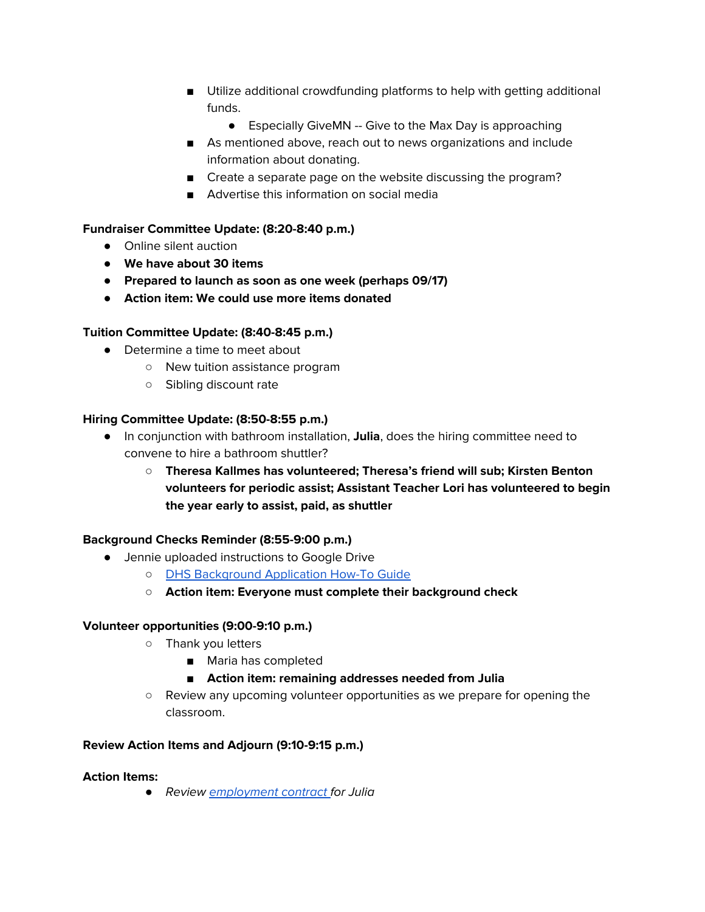- Utilize additional crowdfunding platforms to help with getting additional funds.
        - Especially GiveMN -- Give to the Max Day is approaching
      - As mentioned above, reach out to news organizations and include information about donating.
      - Create a separate page on the website discussing the program?
      - Advertise this information on social media

**Fundraiser Committee Update: (8:20-8:40 p.m.)**

- Online silent auction
- **We have about 30 items**
- **Prepared to launch as soon as one week (perhaps 09/17)**
- **Action item: We could use more items donated**

**Tuition Committee Update: (8:40-8:45 p.m.)**

- Determine a time to meet about
  - New tuition assistance program
  - Sibling discount rate

**Hiring Committee Update: (8:50-8:55 p.m.)**

- In conjunction with bathroom installation, **Julia**, does the hiring committee need to convene to hire a bathroom shuttler?
  - **Theresa Kallmes has volunteered; Theresa's friend will sub; Kirsten Benton volunteers for periodic assist; Assistant Teacher Lori has volunteered to begin the year early to assist, paid, as shuttler**

**Background Checks Reminder (8:55-9:00 p.m.)**

- Jennie uploaded instructions to Google Drive
  - DHS Background Application How-To Guide
  - **Action item: Everyone must complete their background check**

**Volunteer opportunities (9:00-9:10 p.m.)**

  - Thank you letters
    - Maria has completed
    - **Action item: remaining addresses needed from Julia**
  - Review any upcoming volunteer opportunities as we prepare for opening the classroom.

**Review Action Items and Adjourn (9:10-9:15 p.m.)**

**Action Items:**

  - *Review employment contract for Julia*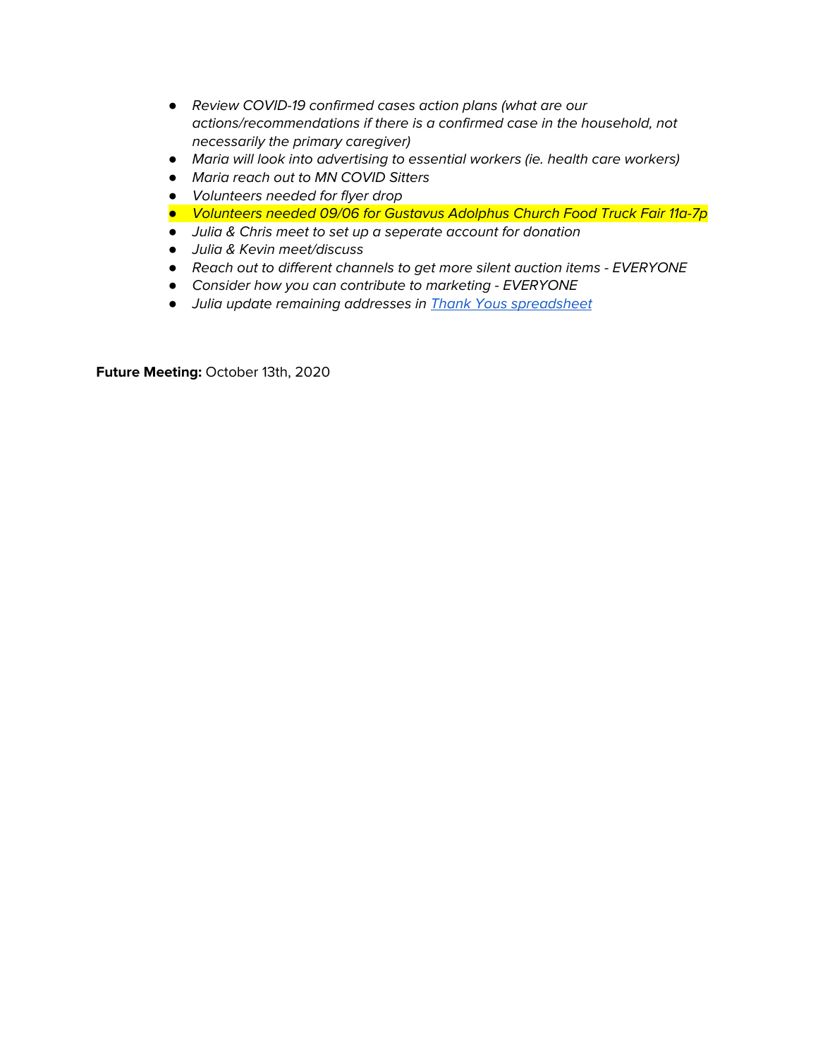- *Review COVID-19 confirmed cases action plans (what are our actions/recommendations if there is a confirmed case in the household, not necessarily the primary caregiver)*
- *Maria will look into advertising to essential workers (ie. health care workers)*
- *Maria reach out to MN COVID Sitters*
- *Volunteers needed for flyer drop*
- *Volunteers needed 09/06 for Gustavus Adolphus Church Food Truck Fair 11a-7p*
- *Julia & Chris meet to set up a seperate account for donation*
- *Julia & Kevin meet/discuss*
- *Reach out to different channels to get more silent auction items - EVERYONE*
- *Consider how you can contribute to marketing - EVERYONE*
- *Julia update remaining addresses in Thank Yous spreadsheet*

**Future Meeting:** October 13th, 2020